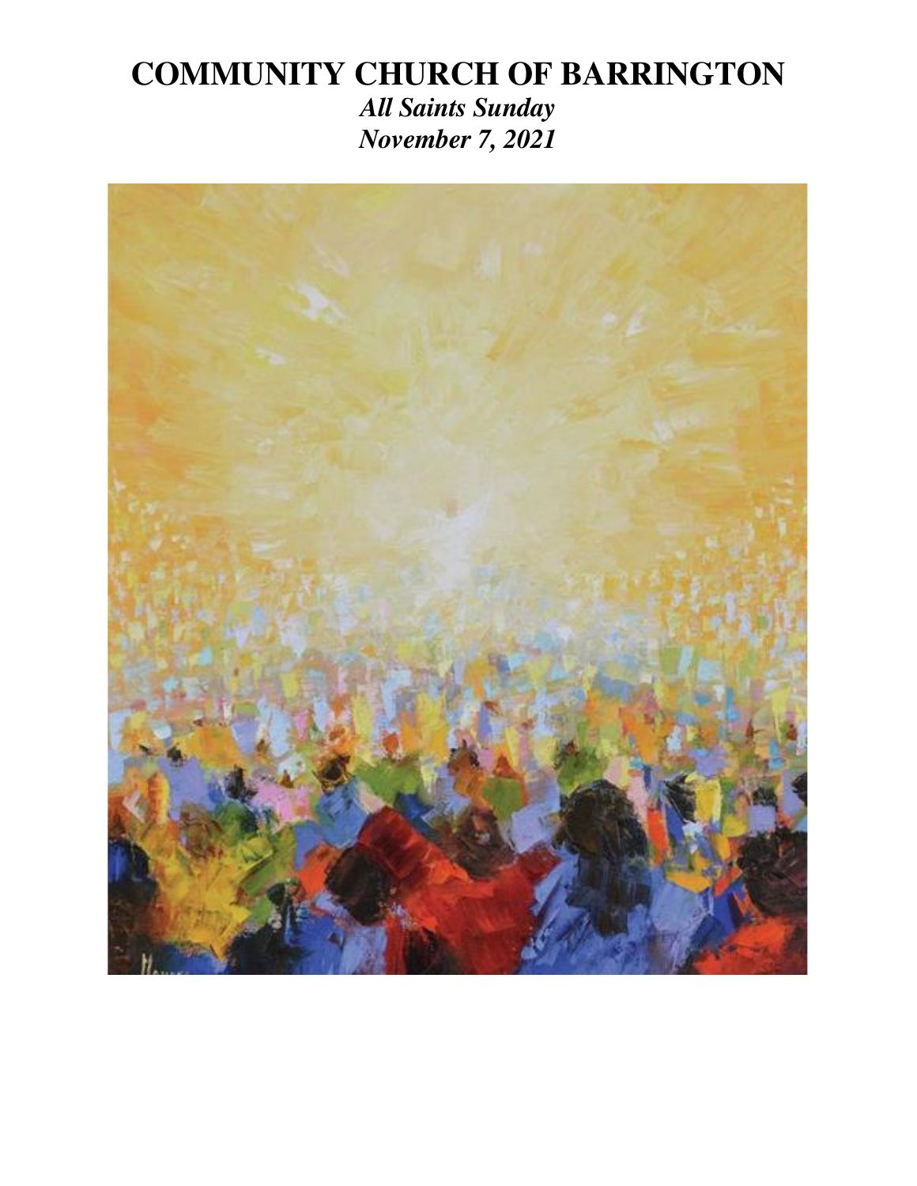# COMMUNITY CHURCH OF BARRINGTON

***All Saints Sunday***

***November 7, 2021***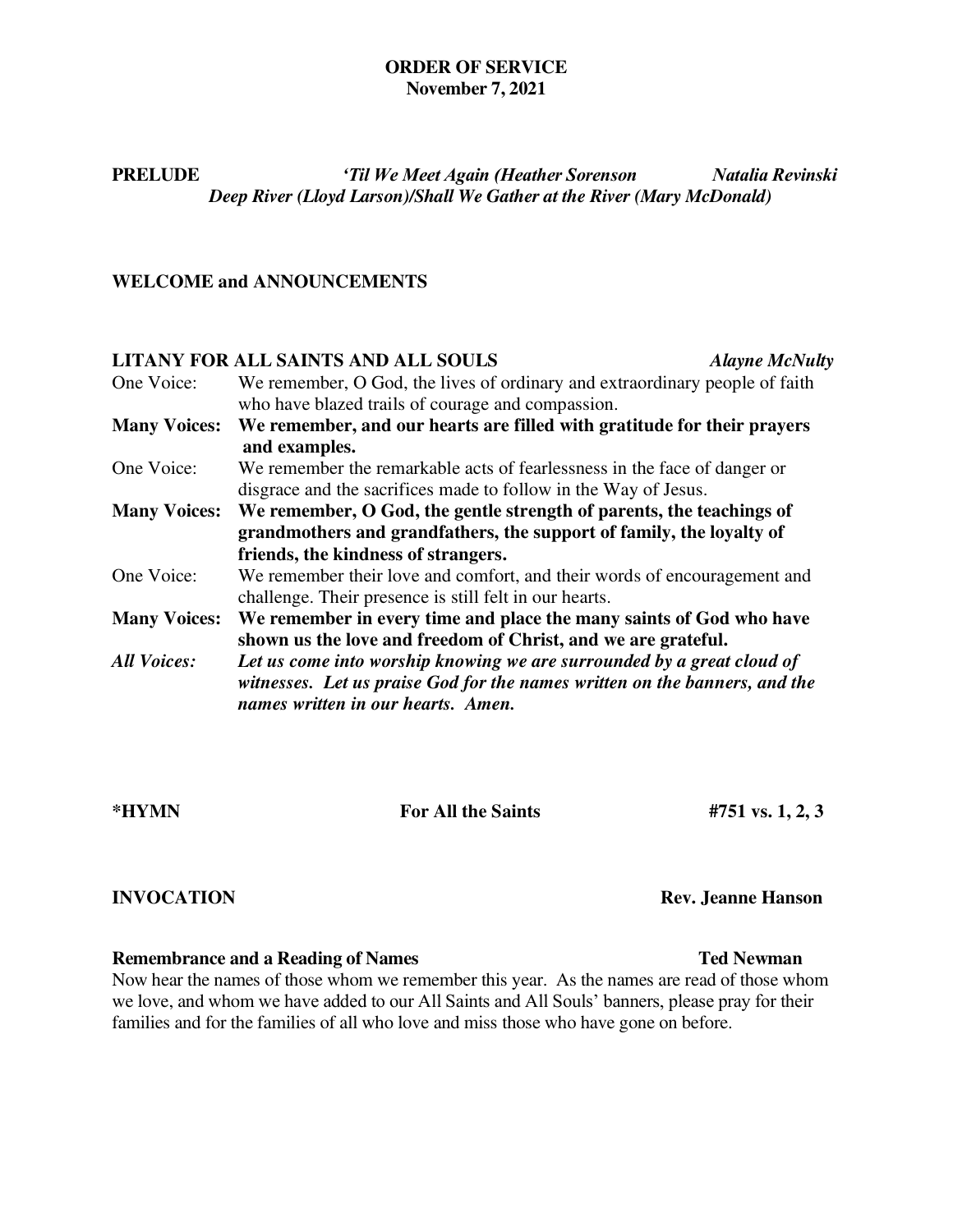**ORDER OF SERVICE**
**November 7, 2021**

**PRELUDE** ***'Til We Meet Again (Heather Sorenson*** ***Natalia Revinski***
***Deep River (Lloyd Larson)/Shall We Gather at the River (Mary McDonald)***

**WELCOME and ANNOUNCEMENTS**

**LITANY FOR ALL SAINTS AND ALL SOULS** ***Alayne McNulty***

One Voice: We remember, O God, the lives of ordinary and extraordinary people of faith who have blazed trails of courage and compassion.

**Many Voices: We remember, and our hearts are filled with gratitude for their prayers and examples.**

One Voice: We remember the remarkable acts of fearlessness in the face of danger or disgrace and the sacrifices made to follow in the Way of Jesus.

**Many Voices: We remember, O God, the gentle strength of parents, the teachings of grandmothers and grandfathers, the support of family, the loyalty of friends, the kindness of strangers.**

One Voice: We remember their love and comfort, and their words of encouragement and challenge. Their presence is still felt in our hearts.

**Many Voices: We remember in every time and place the many saints of God who have shown us the love and freedom of Christ, and we are grateful.**

***All Voices: Let us come into worship knowing we are surrounded by a great cloud of witnesses. Let us praise God for the names written on the banners, and the names written in our hearts. Amen.***

**\*HYMN** **For All the Saints** **#751 vs. 1, 2, 3**

**INVOCATION** **Rev. Jeanne Hanson**

**Remembrance and a Reading of Names** **Ted Newman**

Now hear the names of those whom we remember this year. As the names are read of those whom we love, and whom we have added to our All Saints and All Souls' banners, please pray for their families and for the families of all who love and miss those who have gone on before.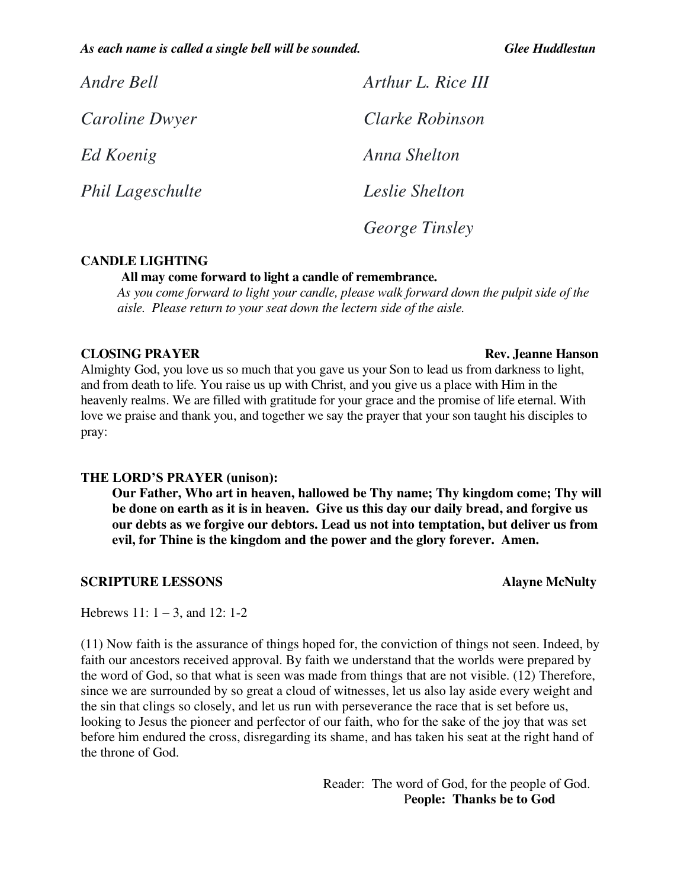***As each name is called a single bell will be sounded.*** ***Glee Huddlestun***

*Andre Bell*

*Caroline Dwyer*

*Ed Koenig*

*Phil Lageschulte*

*Arthur L. Rice III*

*Clarke Robinson*

*Anna Shelton*

*Leslie Shelton*

*George Tinsley*

**CANDLE LIGHTING**

**All may come forward to light a candle of remembrance.**

*As you come forward to light your candle, please walk forward down the pulpit side of the aisle. Please return to your seat down the lectern side of the aisle.*

**CLOSING PRAYER** **Rev. Jeanne Hanson**

Almighty God, you love us so much that you gave us your Son to lead us from darkness to light, and from death to life. You raise us up with Christ, and you give us a place with Him in the heavenly realms. We are filled with gratitude for your grace and the promise of life eternal. With love we praise and thank you, and together we say the prayer that your son taught his disciples to pray:

**THE LORD'S PRAYER (unison):**

**Our Father, Who art in heaven, hallowed be Thy name; Thy kingdom come; Thy will be done on earth as it is in heaven. Give us this day our daily bread, and forgive us our debts as we forgive our debtors. Lead us not into temptation, but deliver us from evil, for Thine is the kingdom and the power and the glory forever. Amen.**

**SCRIPTURE LESSONS** **Alayne McNulty**

Hebrews 11: 1 – 3, and 12: 1-2

(11) Now faith is the assurance of things hoped for, the conviction of things not seen. Indeed, by faith our ancestors received approval. By faith we understand that the worlds were prepared by the word of God, so that what is seen was made from things that are not visible. (12) Therefore, since we are surrounded by so great a cloud of witnesses, let us also lay aside every weight and the sin that clings so closely, and let us run with perseverance the race that is set before us, looking to Jesus the pioneer and perfector of our faith, who for the sake of the joy that was set before him endured the cross, disregarding its shame, and has taken his seat at the right hand of the throne of God.

Reader: The word of God, for the people of God.

People: **Thanks be to God**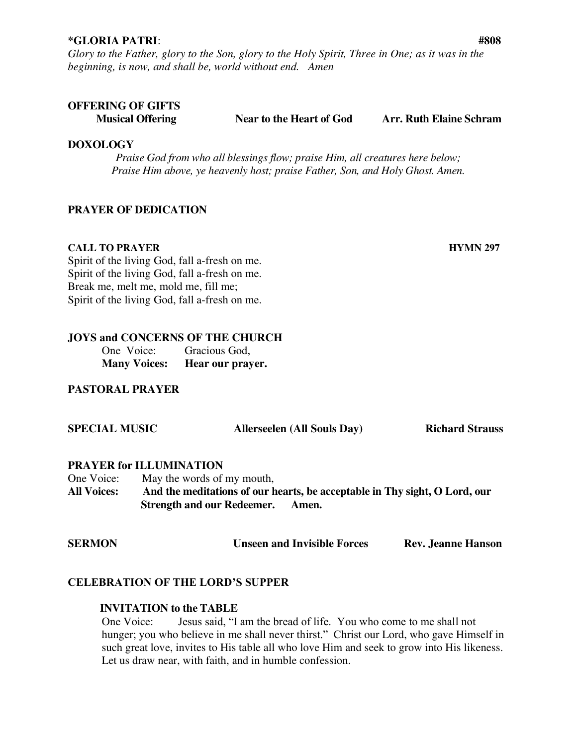**\*GLORIA PATRI**: **#808**

*Glory to the Father, glory to the Son, glory to the Holy Spirit, Three in One; as it was in the beginning, is now, and shall be, world without end. Amen*

**OFFERING OF GIFTS**

**Musical Offering** — **Near to the Heart of God** — **Arr. Ruth Elaine Schram**

**DOXOLOGY**

*Praise God from who all blessings flow; praise Him, all creatures here below;*
*Praise Him above, ye heavenly host; praise Father, Son, and Holy Ghost. Amen.*

**PRAYER OF DEDICATION**

**CALL TO PRAYER** **HYMN 297**

Spirit of the living God, fall a-fresh on me.
Spirit of the living God, fall a-fresh on me.
Break me, melt me, mold me, fill me;
Spirit of the living God, fall a-fresh on me.

**JOYS and CONCERNS OF THE CHURCH**

One Voice: Gracious God,
**Many Voices: Hear our prayer.**

**PASTORAL PRAYER**

**SPECIAL MUSIC** — **Allerseelen (All Souls Day)** — **Richard Strauss**

**PRAYER for ILLUMINATION**

One Voice: May the words of my mouth,
**All Voices: And the meditations of our hearts, be acceptable in Thy sight, O Lord, our Strength and our Redeemer. Amen.**

**SERMON** — **Unseen and Invisible Forces** — **Rev. Jeanne Hanson**

**CELEBRATION OF THE LORD'S SUPPER**

**INVITATION to the TABLE**

One Voice: Jesus said, "I am the bread of life. You who come to me shall not hunger; you who believe in me shall never thirst." Christ our Lord, who gave Himself in such great love, invites to His table all who love Him and seek to grow into His likeness. Let us draw near, with faith, and in humble confession.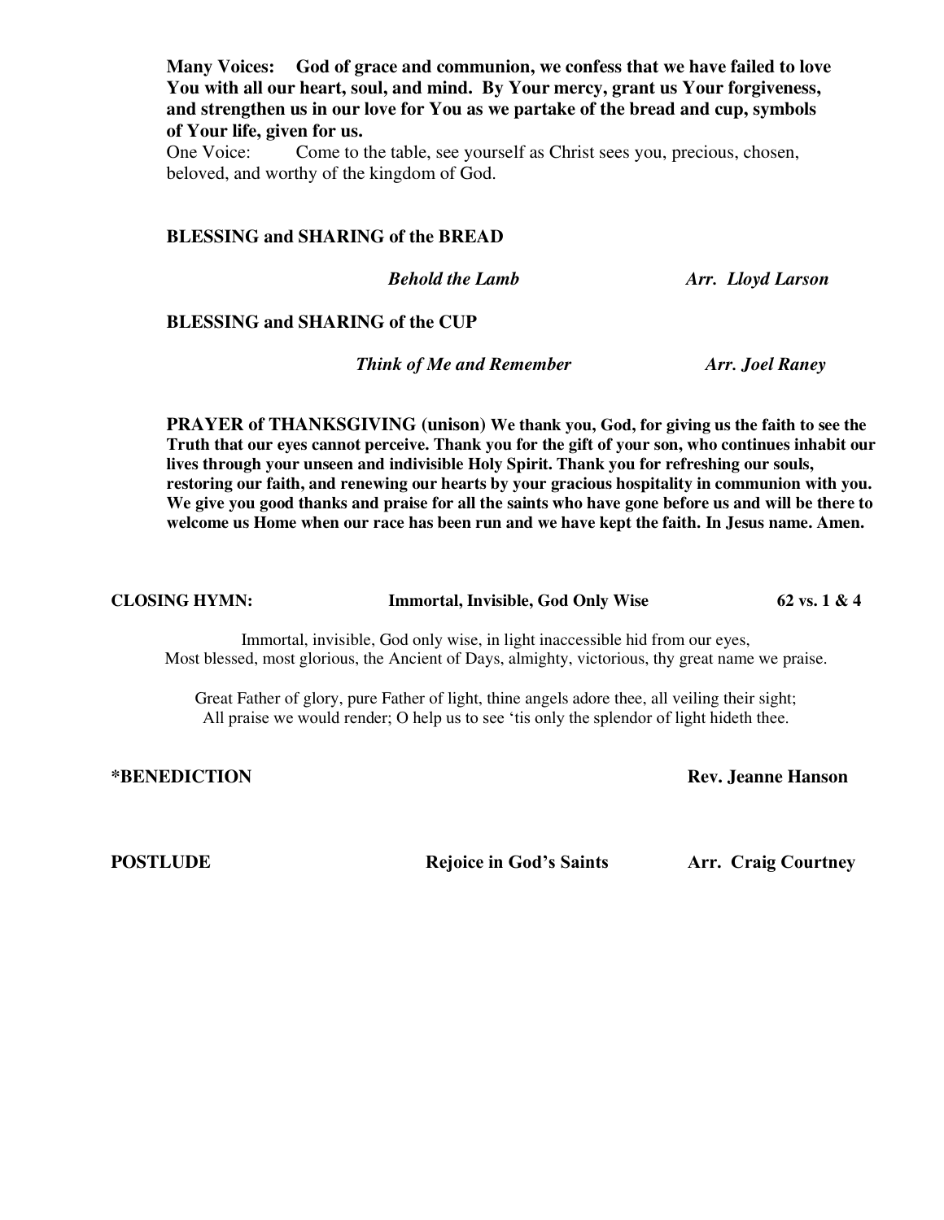**Many Voices: God of grace and communion, we confess that we have failed to love You with all our heart, soul, and mind. By Your mercy, grant us Your forgiveness, and strengthen us in our love for You as we partake of the bread and cup, symbols of Your life, given for us.**

One Voice: Come to the table, see yourself as Christ sees you, precious, chosen, beloved, and worthy of the kingdom of God.

**BLESSING and SHARING of the BREAD**

***Behold the Lamb*** ***Arr. Lloyd Larson***

**BLESSING and SHARING of the CUP**

***Think of Me and Remember*** ***Arr. Joel Raney***

**PRAYER of THANKSGIVING (unison) We thank you, God, for giving us the faith to see the Truth that our eyes cannot perceive. Thank you for the gift of your son, who continues inhabit our lives through your unseen and indivisible Holy Spirit. Thank you for refreshing our souls, restoring our faith, and renewing our hearts by your gracious hospitality in communion with you. We give you good thanks and praise for all the saints who have gone before us and will be there to welcome us Home when our race has been run and we have kept the faith. In Jesus name. Amen.**

**CLOSING HYMN: Immortal, Invisible, God Only Wise 62 vs. 1 & 4**

Immortal, invisible, God only wise, in light inaccessible hid from our eyes,
Most blessed, most glorious, the Ancient of Days, almighty, victorious, thy great name we praise.

Great Father of glory, pure Father of light, thine angels adore thee, all veiling their sight;
All praise we would render; O help us to see 'tis only the splendor of light hideth thee.

**\*BENEDICTION Rev. Jeanne Hanson**

**POSTLUDE Rejoice in God's Saints Arr. Craig Courtney**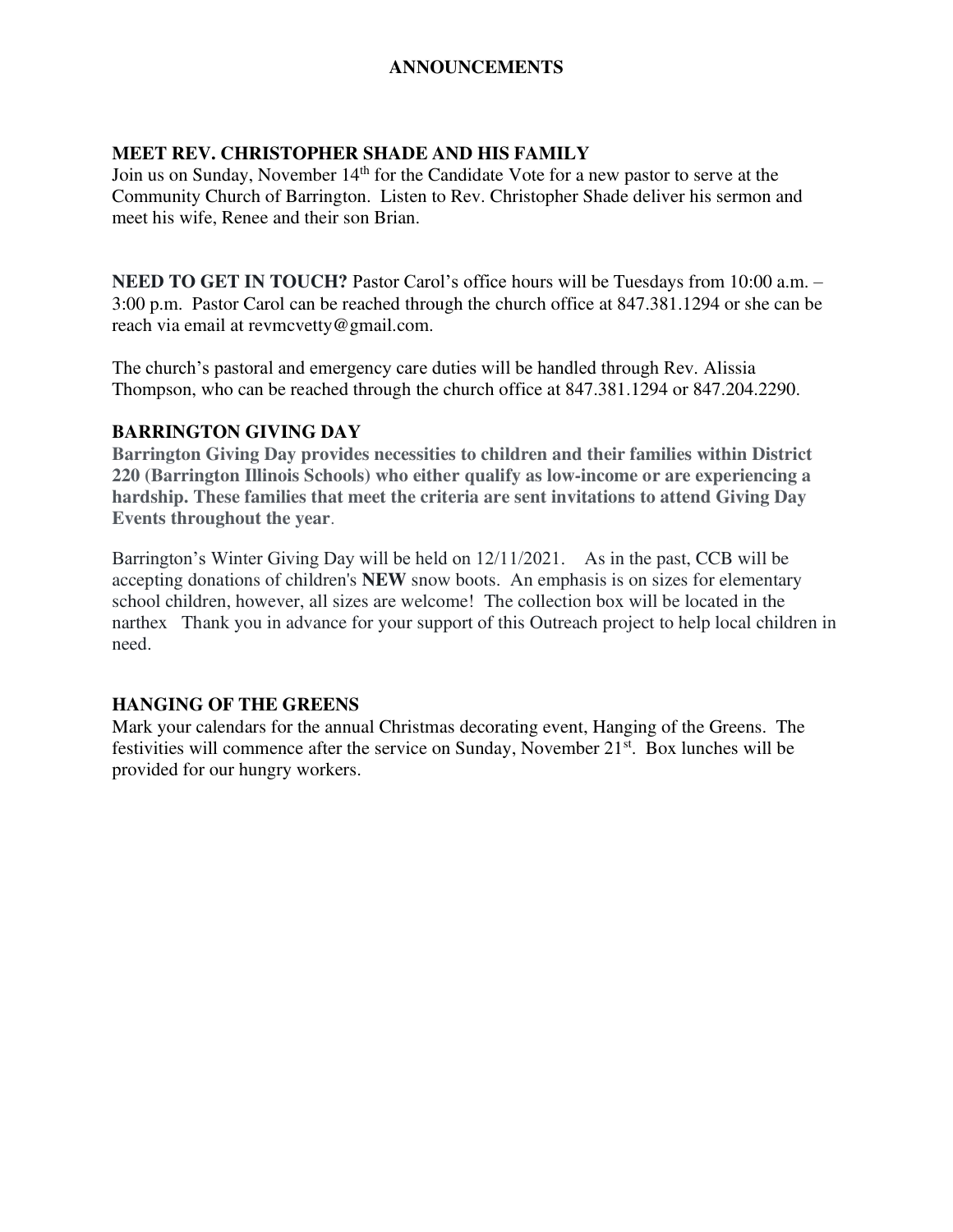# ANNOUNCEMENTS

## MEET REV. CHRISTOPHER SHADE AND HIS FAMILY

Join us on Sunday, November 14th for the Candidate Vote for a new pastor to serve at the Community Church of Barrington. Listen to Rev. Christopher Shade deliver his sermon and meet his wife, Renee and their son Brian.

**NEED TO GET IN TOUCH?** Pastor Carol's office hours will be Tuesdays from 10:00 a.m. – 3:00 p.m. Pastor Carol can be reached through the church office at 847.381.1294 or she can be reach via email at revmcvetty@gmail.com.

The church's pastoral and emergency care duties will be handled through Rev. Alissia Thompson, who can be reached through the church office at 847.381.1294 or 847.204.2290.

## BARRINGTON GIVING DAY

**Barrington Giving Day provides necessities to children and their families within District 220 (Barrington Illinois Schools) who either qualify as low-income or are experiencing a hardship. These families that meet the criteria are sent invitations to attend Giving Day Events throughout the year**.

Barrington's Winter Giving Day will be held on 12/11/2021. As in the past, CCB will be accepting donations of children's **NEW** snow boots. An emphasis is on sizes for elementary school children, however, all sizes are welcome! The collection box will be located in the narthex Thank you in advance for your support of this Outreach project to help local children in need.

## HANGING OF THE GREENS

Mark your calendars for the annual Christmas decorating event, Hanging of the Greens. The festivities will commence after the service on Sunday, November 21st. Box lunches will be provided for our hungry workers.